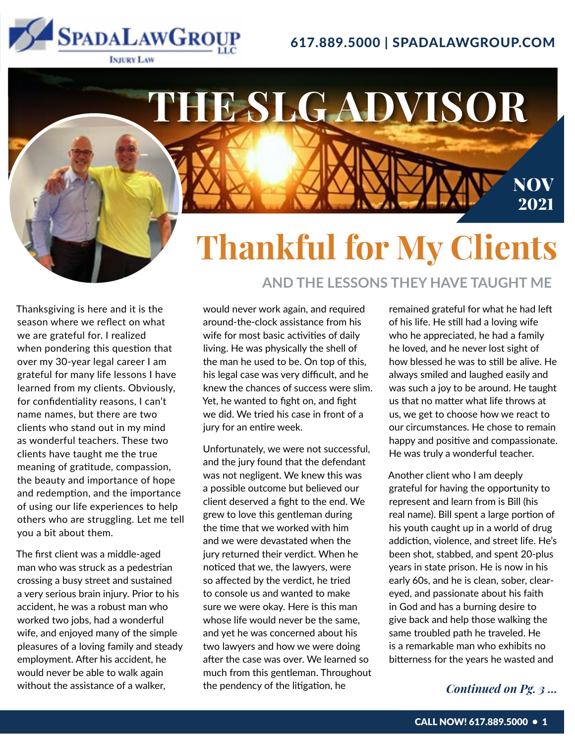SpadaLawGroup LLC
Injury Law

617.889.5000 | SPADALAWGROUP.COM

# THE SLG ADVISOR

NOV 2021

## Thankful for My Clients

### AND THE LESSONS THEY HAVE TAUGHT ME

Thanksgiving is here and it is the season where we reflect on what we are grateful for. I realized when pondering this question that over my 30-year legal career I am grateful for many life lessons I have learned from my clients. Obviously, for confidentiality reasons, I can't name names, but there are two clients who stand out in my mind as wonderful teachers. These two clients have taught me the true meaning of gratitude, compassion, the beauty and importance of hope and redemption, and the importance of using our life experiences to help others who are struggling. Let me tell you a bit about them.

The first client was a middle-aged man who was struck as a pedestrian crossing a busy street and sustained a very serious brain injury. Prior to his accident, he was a robust man who worked two jobs, had a wonderful wife, and enjoyed many of the simple pleasures of a loving family and steady employment. After his accident, he would never be able to walk again without the assistance of a walker, would never work again, and required around-the-clock assistance from his wife for most basic activities of daily living. He was physically the shell of the man he used to be. On top of this, his legal case was very difficult, and he knew the chances of success were slim. Yet, he wanted to fight on, and fight we did. We tried his case in front of a jury for an entire week.

Unfortunately, we were not successful, and the jury found that the defendant was not negligent. We knew this was a possible outcome but believed our client deserved a fight to the end. We grew to love this gentleman during the time that we worked with him and we were devastated when the jury returned their verdict. When he noticed that we, the lawyers, were so affected by the verdict, he tried to console us and wanted to make sure we were okay. Here is this man whose life would never be the same, and yet he was concerned about his two lawyers and how we were doing after the case was over. We learned so much from this gentleman. Throughout the pendency of the litigation, he remained grateful for what he had left of his life. He still had a loving wife who he appreciated, he had a family he loved, and he never lost sight of how blessed he was to still be alive. He always smiled and laughed easily and was such a joy to be around. He taught us that no matter what life throws at us, we get to choose how we react to our circumstances. He chose to remain happy and positive and compassionate. He was truly a wonderful teacher.

Another client who I am deeply grateful for having the opportunity to represent and learn from is Bill (his real name). Bill spent a large portion of his youth caught up in a world of drug addiction, violence, and street life. He's been shot, stabbed, and spent 20-plus years in state prison. He is now in his early 60s, and he is clean, sober, clear-eyed, and passionate about his faith in God and has a burning desire to give back and help those walking the same troubled path he traveled. He is a remarkable man who exhibits no bitterness for the years he wasted and

*Continued on Pg. 3 ...*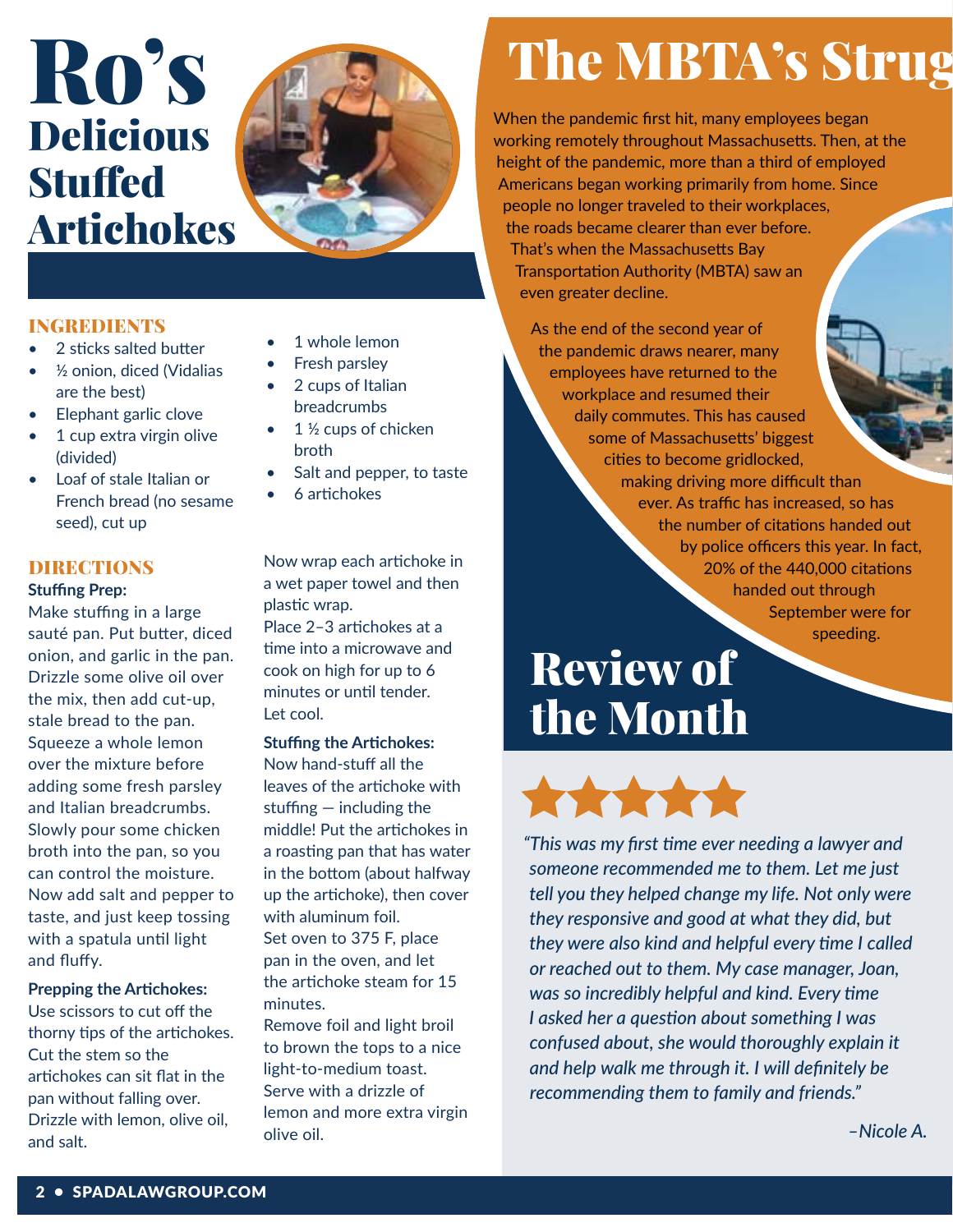# Ro's Delicious Stuffed Artichokes

### INGREDIENTS

- 2 sticks salted butter
- ½ onion, diced (Vidalias are the best)
- Elephant garlic clove
- 1 cup extra virgin olive (divided)
- Loaf of stale Italian or French bread (no sesame seed), cut up
- 1 whole lemon
- Fresh parsley
- 2 cups of Italian breadcrumbs
- 1 ½ cups of chicken broth
- Salt and pepper, to taste
- 6 artichokes

### DIRECTIONS

**Stuffing Prep:**

Make stuffing in a large sauté pan. Put butter, diced onion, and garlic in the pan. Drizzle some olive oil over the mix, then add cut-up, stale bread to the pan. Squeeze a whole lemon over the mixture before adding some fresh parsley and Italian breadcrumbs. Slowly pour some chicken broth into the pan, so you can control the moisture. Now add salt and pepper to taste, and just keep tossing with a spatula until light and fluffy.

**Prepping the Artichokes:**

Use scissors to cut off the thorny tips of the artichokes. Cut the stem so the artichokes can sit flat in the pan without falling over. Drizzle with lemon, olive oil, and salt.

Now wrap each artichoke in a wet paper towel and then plastic wrap.

Place 2–3 artichokes at a time into a microwave and cook on high for up to 6 minutes or until tender. Let cool.

**Stuffing the Artichokes:**

Now hand-stuff all the leaves of the artichoke with stuffing — including the middle! Put the artichokes in a roasting pan that has water in the bottom (about halfway up the artichoke), then cover with aluminum foil.

Set oven to 375 F, place pan in the oven, and let the artichoke steam for 15 minutes.

Remove foil and light broil to brown the tops to a nice light-to-medium toast. Serve with a drizzle of lemon and more extra virgin olive oil.

# The MBTA's Strug

When the pandemic first hit, many employees began working remotely throughout Massachusetts. Then, at the height of the pandemic, more than a third of employed Americans began working primarily from home. Since people no longer traveled to their workplaces, the roads became clearer than ever before. That's when the Massachusetts Bay Transportation Authority (MBTA) saw an even greater decline.

As the end of the second year of the pandemic draws nearer, many employees have returned to the workplace and resumed their daily commutes. This has caused some of Massachusetts' biggest cities to become gridlocked, making driving more difficult than ever. As traffic has increased, so has the number of citations handed out by police officers this year. In fact, 20% of the 440,000 citations handed out through September were for speeding.

# Review of the Month

★★★★★

*"This was my first time ever needing a lawyer and someone recommended me to them. Let me just tell you they helped change my life. Not only were they responsive and good at what they did, but they were also kind and helpful every time I called or reached out to them. My case manager, Joan, was so incredibly helpful and kind. Every time I asked her a question about something I was confused about, she would thoroughly explain it and help walk me through it. I will definitely be recommending them to family and friends."*

*–Nicole A.*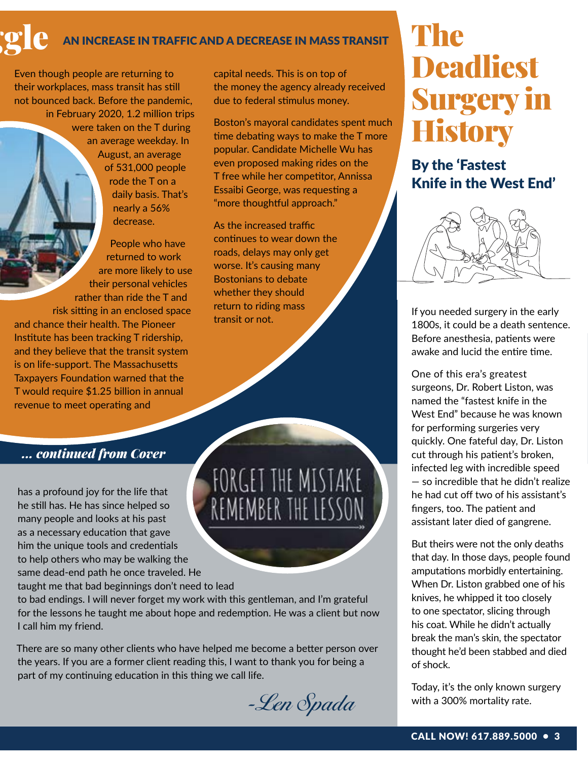## AN INCREASE IN TRAFFIC AND A DECREASE IN MASS TRANSIT

Even though people are returning to their workplaces, mass transit has still not bounced back. Before the pandemic, in February 2020, 1.2 million trips were taken on the T during an average weekday. In August, an average of 531,000 people rode the T on a daily basis. That's nearly a 56% decrease.

People who have returned to work are more likely to use their personal vehicles rather than ride the T and risk sitting in an enclosed space and chance their health. The Pioneer Institute has been tracking T ridership, and they believe that the transit system is on life-support. The Massachusetts Taxpayers Foundation warned that the T would require $1.25 billion in annual revenue to meet operating and capital needs. This is on top of the money the agency already received due to federal stimulus money.

Boston's mayoral candidates spent much time debating ways to make the T more popular. Candidate Michelle Wu has even proposed making rides on the T free while her competitor, Annissa Essaibi George, was requesting a "more thoughtful approach."

As the increased traffic continues to wear down the roads, delays may only get worse. It's causing many Bostonians to debate whether they should return to riding mass transit or not.

### *... continued from Cover*

has a profound joy for the life that he still has. He has since helped so many people and looks at his past as a necessary education that gave him the unique tools and credentials to help others who may be walking the same dead-end path he once traveled. He taught me that bad beginnings don't need to lead to bad endings. I will never forget my work with this gentleman, and I'm grateful for the lessons he taught me about hope and redemption. He was a client but now I call him my friend.

There are so many other clients who have helped me become a better person over the years. If you are a former client reading this, I want to thank you for being a part of my continuing education in this thing we call life.

*-Len Spada*

# The Deadliest Surgery in History

## By the 'Fastest Knife in the West End'

If you needed surgery in the early 1800s, it could be a death sentence. Before anesthesia, patients were awake and lucid the entire time.

One of this era's greatest surgeons, Dr. Robert Liston, was named the "fastest knife in the West End" because he was known for performing surgeries very quickly. One fateful day, Dr. Liston cut through his patient's broken, infected leg with incredible speed — so incredible that he didn't realize he had cut off two of his assistant's fingers, too. The patient and assistant later died of gangrene.

But theirs were not the only deaths that day. In those days, people found amputations morbidly entertaining. When Dr. Liston grabbed one of his knives, he whipped it too closely to one spectator, slicing through his coat. While he didn't actually break the man's skin, the spectator thought he'd been stabbed and died of shock.

Today, it's the only known surgery with a 300% mortality rate.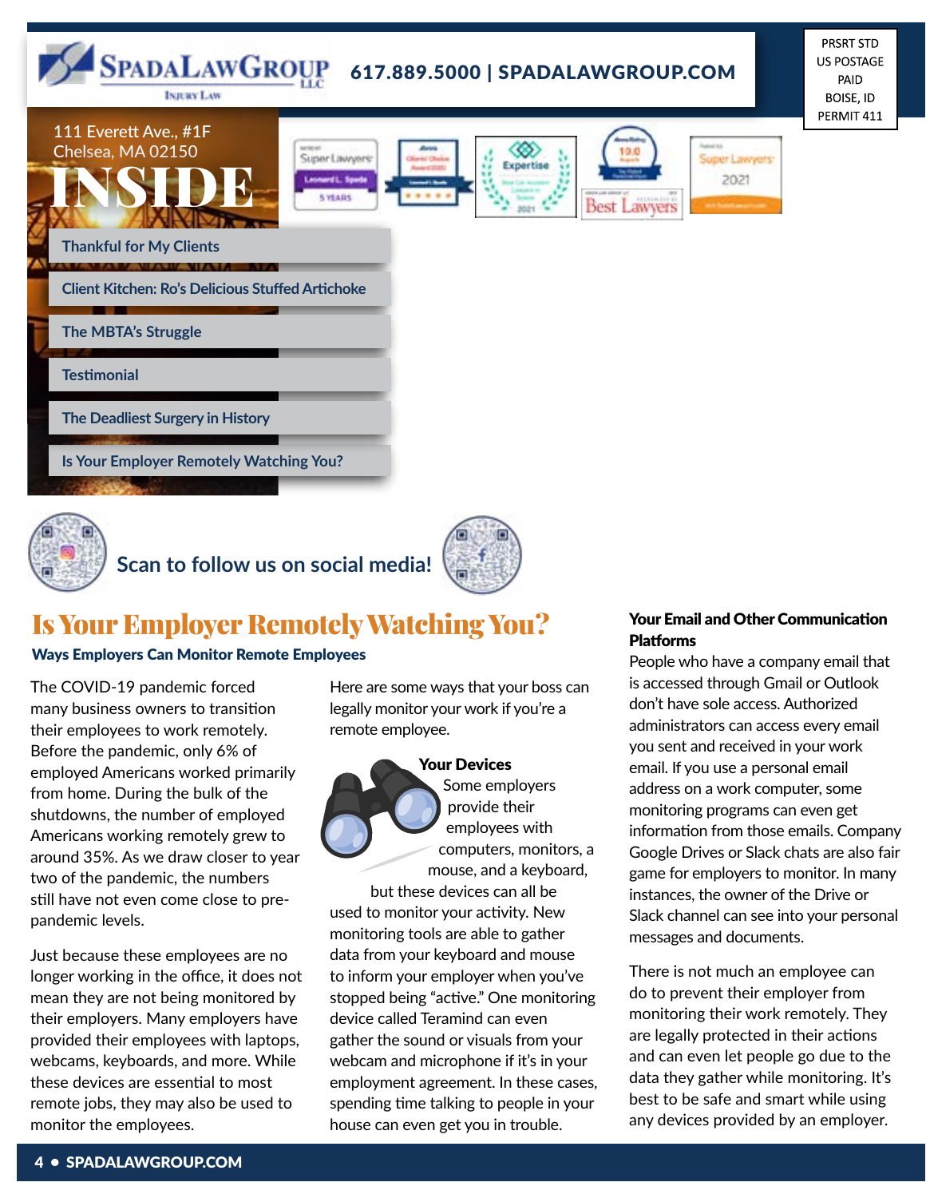SpadaLawGroup LLC
Injury Law

617.889.5000 | SPADALAWGROUP.COM

PRSRT STD
US POSTAGE
PAID
BOISE, ID
PERMIT 411

111 Everett Ave., #1F
Chelsea, MA 02150

# INSIDE

- Thankful for My Clients
- Client Kitchen: Ro's Delicious Stuffed Artichoke
- The MBTA's Struggle
- Testimonial
- The Deadliest Surgery in History
- Is Your Employer Remotely Watching You?

Scan to follow us on social media!

# Is Your Employer Remotely Watching You?

### Ways Employers Can Monitor Remote Employees

The COVID-19 pandemic forced many business owners to transition their employees to work remotely. Before the pandemic, only 6% of employed Americans worked primarily from home. During the bulk of the shutdowns, the number of employed Americans working remotely grew to around 35%. As we draw closer to year two of the pandemic, the numbers still have not even come close to pre-pandemic levels.

Just because these employees are no longer working in the office, it does not mean they are not being monitored by their employers. Many employers have provided their employees with laptops, webcams, keyboards, and more. While these devices are essential to most remote jobs, they may also be used to monitor the employees.

Here are some ways that your boss can legally monitor your work if you're a remote employee.

**Your Devices**

Some employers provide their employees with computers, monitors, a mouse, and a keyboard, but these devices can all be used to monitor your activity. New monitoring tools are able to gather data from your keyboard and mouse to inform your employer when you've stopped being "active." One monitoring device called Teramind can even gather the sound or visuals from your webcam and microphone if it's in your employment agreement. In these cases, spending time talking to people in your house can even get you in trouble.

**Your Email and Other Communication Platforms**

People who have a company email that is accessed through Gmail or Outlook don't have sole access. Authorized administrators can access every email you sent and received in your work email. If you use a personal email address on a work computer, some monitoring programs can even get information from those emails. Company Google Drives or Slack chats are also fair game for employers to monitor. In many instances, the owner of the Drive or Slack channel can see into your personal messages and documents.

There is not much an employee can do to prevent their employer from monitoring their work remotely. They are legally protected in their actions and can even let people go due to the data they gather while monitoring. It's best to be safe and smart while using any devices provided by an employer.